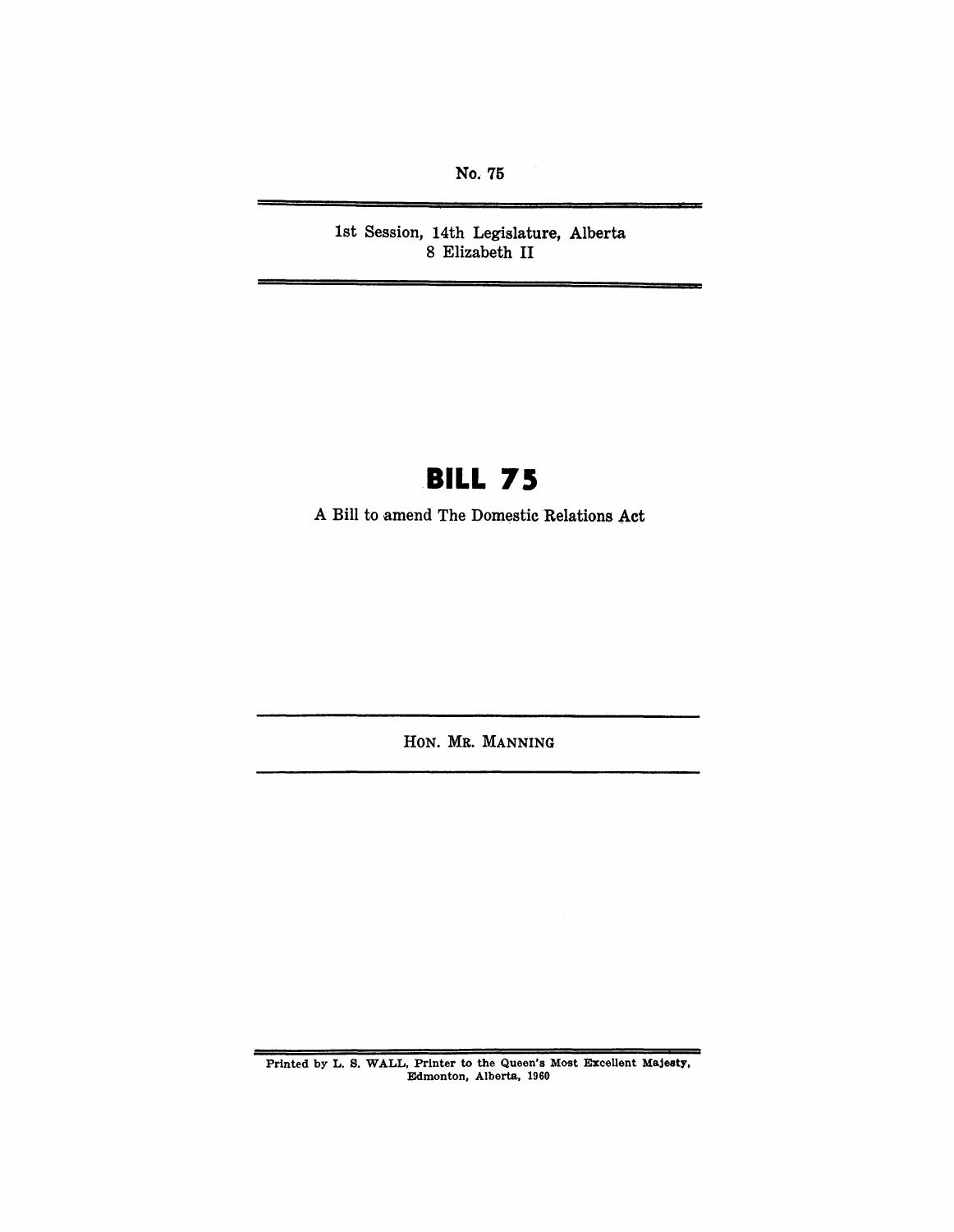No. 75

1st Session, 14th Legislature, Alberta
8 Elizabeth II

# BILL 75

A Bill to amend The Domestic Relations Act

HON. MR. MANNING

Printed by L. S. WALL, Printer to the Queen's Most Excellent Majesty, Edmonton, Alberta, 1960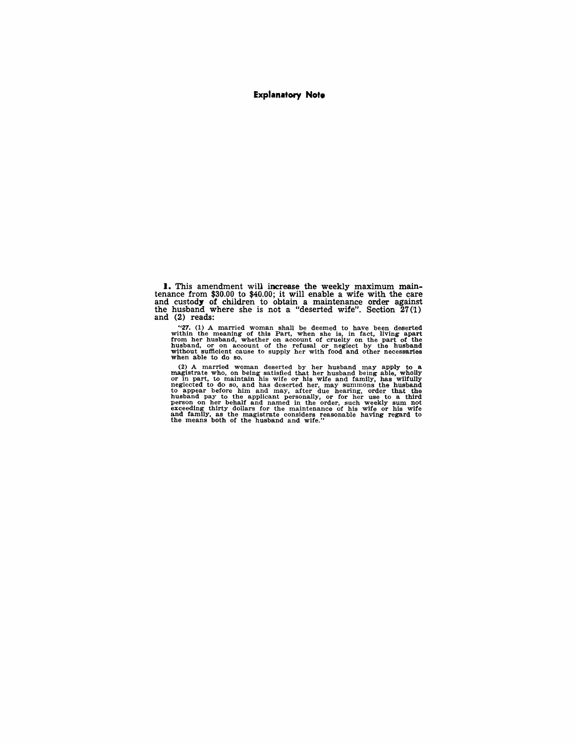## Explanatory Note

**1.** This amendment will increase the weekly maximum maintenance from $30.00 to $40.00; it will enable a wife with the care and custody of children to obtain a maintenance order against the husband where she is not a "deserted wife". Section 27(1) and (2) reads:

> "**27.** (1) A married woman shall be deemed to have been deserted within the meaning of this Part, when she is, in fact, living apart from her husband, whether on account of cruelty on the part of the husband, or on account of the refusal or neglect by the husband without sufficient cause to supply her with food and other necessaries when able to do so.
>
> (2) A married woman deserted by her husband may apply to a magistrate who, on being satisfied that her husband being able, wholly or in part, to maintain his wife or his wife and family, has wilfully neglected to do so, and has deserted her, may summons the husband to appear before him and may, after due hearing, order that the husband pay to the applicant personally, or for her use to a third person on her behalf and named in the order, such weekly sum not exceeding thirty dollars for the maintenance of his wife or his wife and family, as the magistrate considers reasonable having regard to the means both of the husband and wife."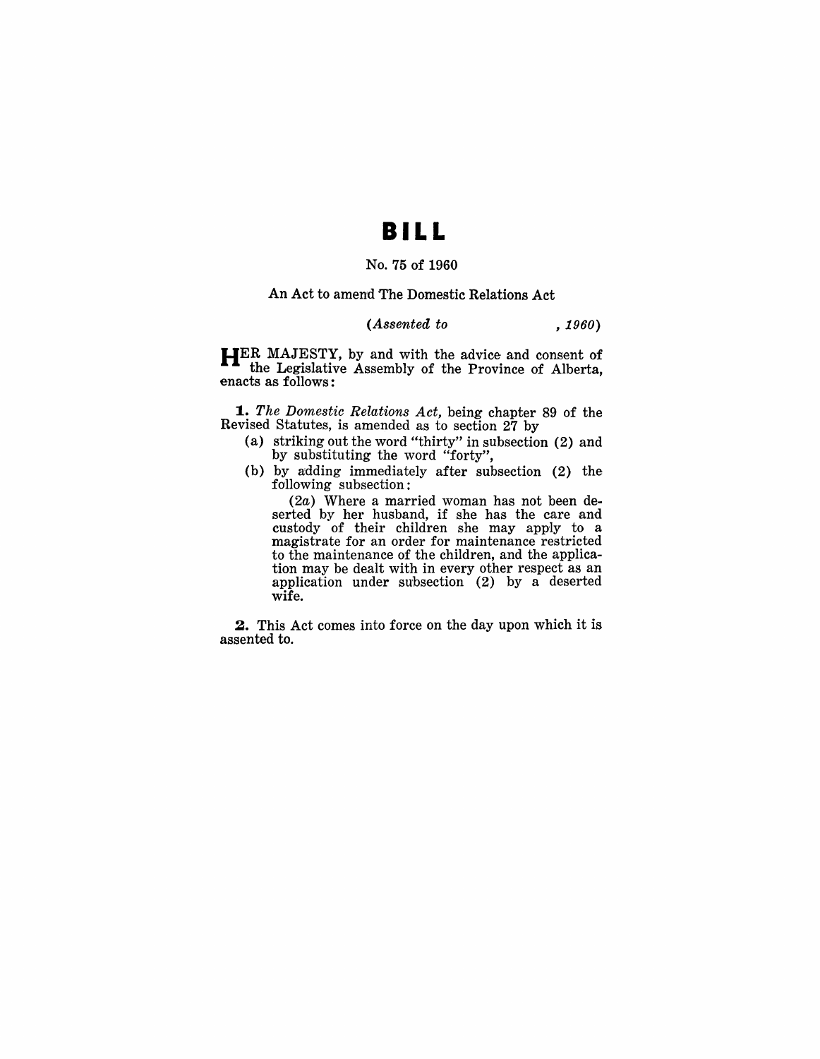# BILL

No. 75 of 1960

An Act to amend The Domestic Relations Act

*(Assented to , 1960)*

HER MAJESTY, by and with the advice and consent of the Legislative Assembly of the Province of Alberta, enacts as follows:

**1.** *The Domestic Relations Act*, being chapter 89 of the Revised Statutes, is amended as to section 27 by

(a) striking out the word "thirty" in subsection (2) and by substituting the word "forty",

(b) by adding immediately after subsection (2) the following subsection:

(2*a*) Where a married woman has not been deserted by her husband, if she has the care and custody of their children she may apply to a magistrate for an order for maintenance restricted to the maintenance of the children, and the application may be dealt with in every other respect as an application under subsection (2) by a deserted wife.

**2.** This Act comes into force on the day upon which it is assented to.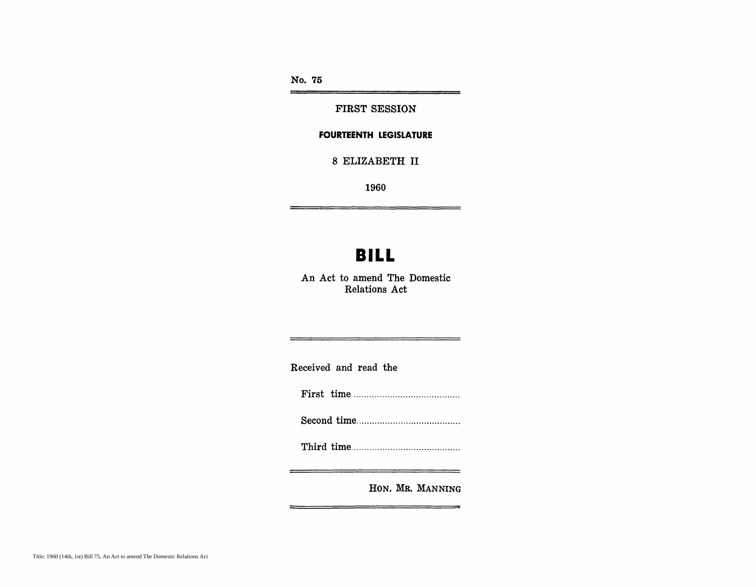No. 75

FIRST SESSION

**FOURTEENTH LEGISLATURE**

8 ELIZABETH II

**1960**

# BILL

An Act to amend The Domestic Relations Act

Received and read the

First time..........................................

Second time........................................

Third time..........................................

HON. MR. MANNING